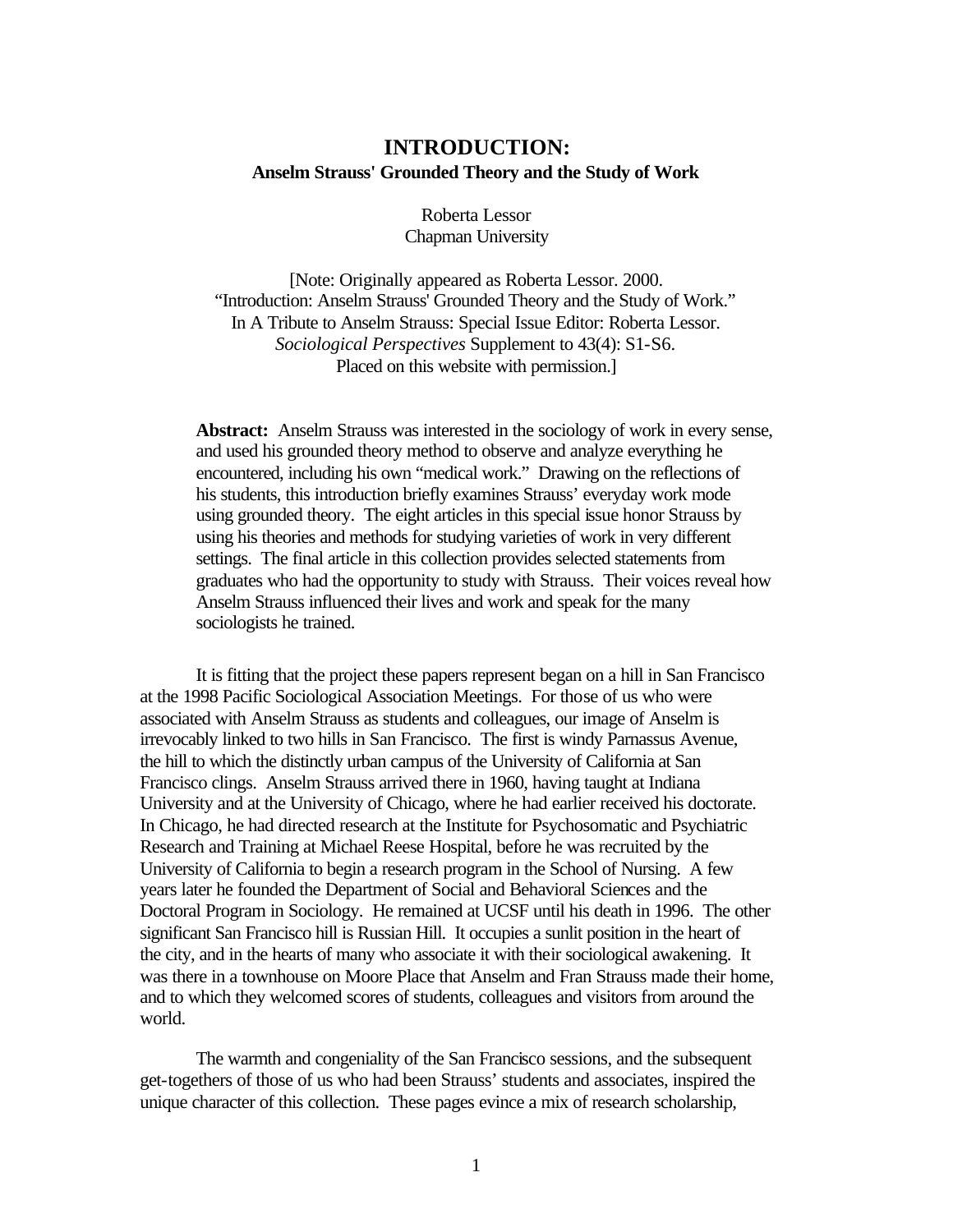# INTRODUCTION:
## Anselm Strauss' Grounded Theory and the Study of Work

Roberta Lessor
Chapman University

[Note: Originally appeared as Roberta Lessor. 2000. "Introduction: Anselm Strauss' Grounded Theory and the Study of Work." In A Tribute to Anselm Strauss: Special Issue Editor: Roberta Lessor. *Sociological Perspectives* Supplement to 43(4): S1-S6. Placed on this website with permission.]

**Abstract:** Anselm Strauss was interested in the sociology of work in every sense, and used his grounded theory method to observe and analyze everything he encountered, including his own "medical work." Drawing on the reflections of his students, this introduction briefly examines Strauss' everyday work mode using grounded theory. The eight articles in this special issue honor Strauss by using his theories and methods for studying varieties of work in very different settings. The final article in this collection provides selected statements from graduates who had the opportunity to study with Strauss. Their voices reveal how Anselm Strauss influenced their lives and work and speak for the many sociologists he trained.

It is fitting that the project these papers represent began on a hill in San Francisco at the 1998 Pacific Sociological Association Meetings. For those of us who were associated with Anselm Strauss as students and colleagues, our image of Anselm is irrevocably linked to two hills in San Francisco. The first is windy Parnassus Avenue, the hill to which the distinctly urban campus of the University of California at San Francisco clings. Anselm Strauss arrived there in 1960, having taught at Indiana University and at the University of Chicago, where he had earlier received his doctorate. In Chicago, he had directed research at the Institute for Psychosomatic and Psychiatric Research and Training at Michael Reese Hospital, before he was recruited by the University of California to begin a research program in the School of Nursing. A few years later he founded the Department of Social and Behavioral Sciences and the Doctoral Program in Sociology. He remained at UCSF until his death in 1996. The other significant San Francisco hill is Russian Hill. It occupies a sunlit position in the heart of the city, and in the hearts of many who associate it with their sociological awakening. It was there in a townhouse on Moore Place that Anselm and Fran Strauss made their home, and to which they welcomed scores of students, colleagues and visitors from around the world.

The warmth and congeniality of the San Francisco sessions, and the subsequent get-togethers of those of us who had been Strauss' students and associates, inspired the unique character of this collection. These pages evince a mix of research scholarship,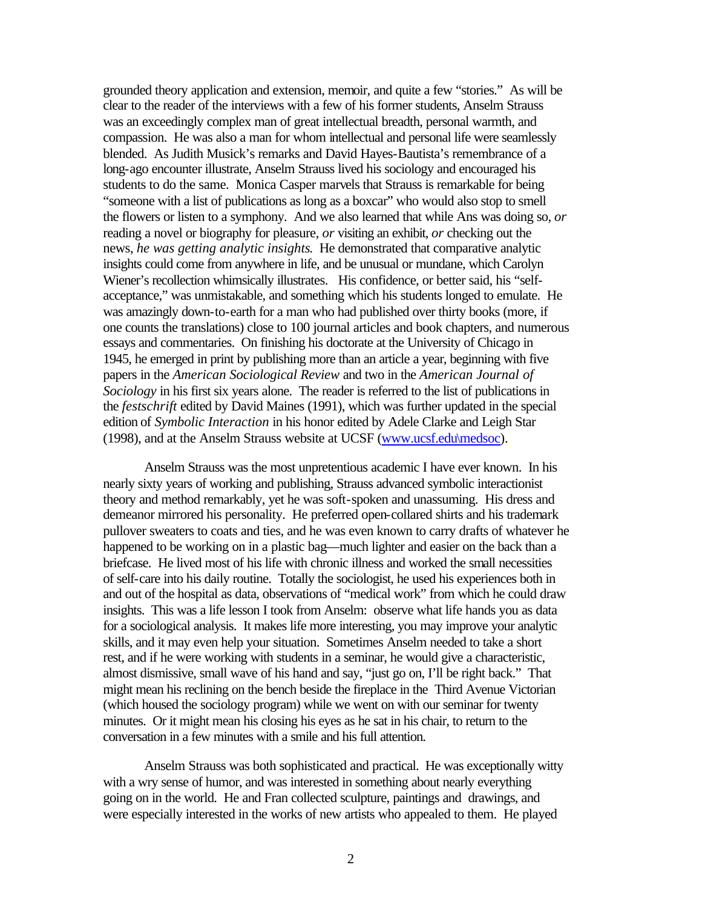grounded theory application and extension, memoir, and quite a few "stories." As will be clear to the reader of the interviews with a few of his former students, Anselm Strauss was an exceedingly complex man of great intellectual breadth, personal warmth, and compassion. He was also a man for whom intellectual and personal life were seamlessly blended. As Judith Musick's remarks and David Hayes-Bautista's remembrance of a long-ago encounter illustrate, Anselm Strauss lived his sociology and encouraged his students to do the same. Monica Casper marvels that Strauss is remarkable for being "someone with a list of publications as long as a boxcar" who would also stop to smell the flowers or listen to a symphony. And we also learned that while Ans was doing so, *or* reading a novel or biography for pleasure, *or* visiting an exhibit, *or* checking out the news, *he was getting analytic insights.* He demonstrated that comparative analytic insights could come from anywhere in life, and be unusual or mundane, which Carolyn Wiener's recollection whimsically illustrates. His confidence, or better said, his "self-acceptance," was unmistakable, and something which his students longed to emulate. He was amazingly down-to-earth for a man who had published over thirty books (more, if one counts the translations) close to 100 journal articles and book chapters, and numerous essays and commentaries. On finishing his doctorate at the University of Chicago in 1945, he emerged in print by publishing more than an article a year, beginning with five papers in the *American Sociological Review* and two in the *American Journal of Sociology* in his first six years alone. The reader is referred to the list of publications in the *festschrift* edited by David Maines (1991), which was further updated in the special edition of *Symbolic Interaction* in his honor edited by Adele Clarke and Leigh Star (1998), and at the Anselm Strauss website at UCSF (www.ucsf.edu\medsoc).

Anselm Strauss was the most unpretentious academic I have ever known. In his nearly sixty years of working and publishing, Strauss advanced symbolic interactionist theory and method remarkably, yet he was soft-spoken and unassuming. His dress and demeanor mirrored his personality. He preferred open-collared shirts and his trademark pullover sweaters to coats and ties, and he was even known to carry drafts of whatever he happened to be working on in a plastic bag—much lighter and easier on the back than a briefcase. He lived most of his life with chronic illness and worked the small necessities of self-care into his daily routine. Totally the sociologist, he used his experiences both in and out of the hospital as data, observations of "medical work" from which he could draw insights. This was a life lesson I took from Anselm: observe what life hands you as data for a sociological analysis. It makes life more interesting, you may improve your analytic skills, and it may even help your situation. Sometimes Anselm needed to take a short rest, and if he were working with students in a seminar, he would give a characteristic, almost dismissive, small wave of his hand and say, "just go on, I'll be right back." That might mean his reclining on the bench beside the fireplace in the Third Avenue Victorian (which housed the sociology program) while we went on with our seminar for twenty minutes. Or it might mean his closing his eyes as he sat in his chair, to return to the conversation in a few minutes with a smile and his full attention.

Anselm Strauss was both sophisticated and practical. He was exceptionally witty with a wry sense of humor, and was interested in something about nearly everything going on in the world. He and Fran collected sculpture, paintings and drawings, and were especially interested in the works of new artists who appealed to them. He played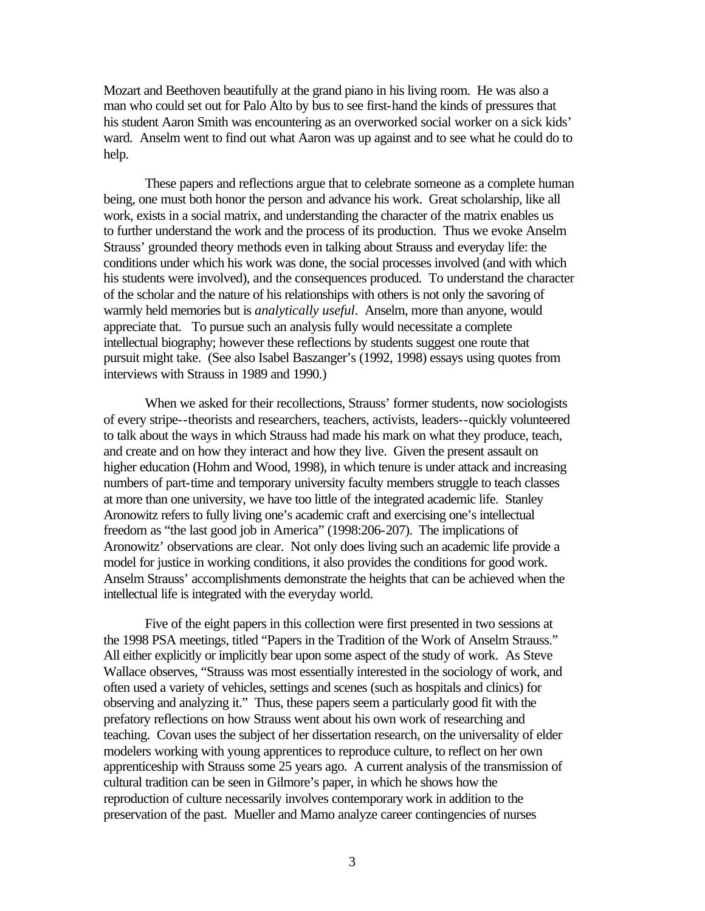Mozart and Beethoven beautifully at the grand piano in his living room. He was also a man who could set out for Palo Alto by bus to see first-hand the kinds of pressures that his student Aaron Smith was encountering as an overworked social worker on a sick kids' ward. Anselm went to find out what Aaron was up against and to see what he could do to help.

These papers and reflections argue that to celebrate someone as a complete human being, one must both honor the person and advance his work. Great scholarship, like all work, exists in a social matrix, and understanding the character of the matrix enables us to further understand the work and the process of its production. Thus we evoke Anselm Strauss' grounded theory methods even in talking about Strauss and everyday life: the conditions under which his work was done, the social processes involved (and with which his students were involved), and the consequences produced. To understand the character of the scholar and the nature of his relationships with others is not only the savoring of warmly held memories but is *analytically useful*. Anselm, more than anyone, would appreciate that. To pursue such an analysis fully would necessitate a complete intellectual biography; however these reflections by students suggest one route that pursuit might take. (See also Isabel Baszanger's (1992, 1998) essays using quotes from interviews with Strauss in 1989 and 1990.)

When we asked for their recollections, Strauss' former students, now sociologists of every stripe--theorists and researchers, teachers, activists, leaders--quickly volunteered to talk about the ways in which Strauss had made his mark on what they produce, teach, and create and on how they interact and how they live. Given the present assault on higher education (Hohm and Wood, 1998), in which tenure is under attack and increasing numbers of part-time and temporary university faculty members struggle to teach classes at more than one university, we have too little of the integrated academic life. Stanley Aronowitz refers to fully living one's academic craft and exercising one's intellectual freedom as "the last good job in America" (1998:206-207). The implications of Aronowitz' observations are clear. Not only does living such an academic life provide a model for justice in working conditions, it also provides the conditions for good work. Anselm Strauss' accomplishments demonstrate the heights that can be achieved when the intellectual life is integrated with the everyday world.

Five of the eight papers in this collection were first presented in two sessions at the 1998 PSA meetings, titled "Papers in the Tradition of the Work of Anselm Strauss." All either explicitly or implicitly bear upon some aspect of the study of work. As Steve Wallace observes, "Strauss was most essentially interested in the sociology of work, and often used a variety of vehicles, settings and scenes (such as hospitals and clinics) for observing and analyzing it." Thus, these papers seem a particularly good fit with the prefatory reflections on how Strauss went about his own work of researching and teaching. Covan uses the subject of her dissertation research, on the universality of elder modelers working with young apprentices to reproduce culture, to reflect on her own apprenticeship with Strauss some 25 years ago. A current analysis of the transmission of cultural tradition can be seen in Gilmore's paper, in which he shows how the reproduction of culture necessarily involves contemporary work in addition to the preservation of the past. Mueller and Mamo analyze career contingencies of nurses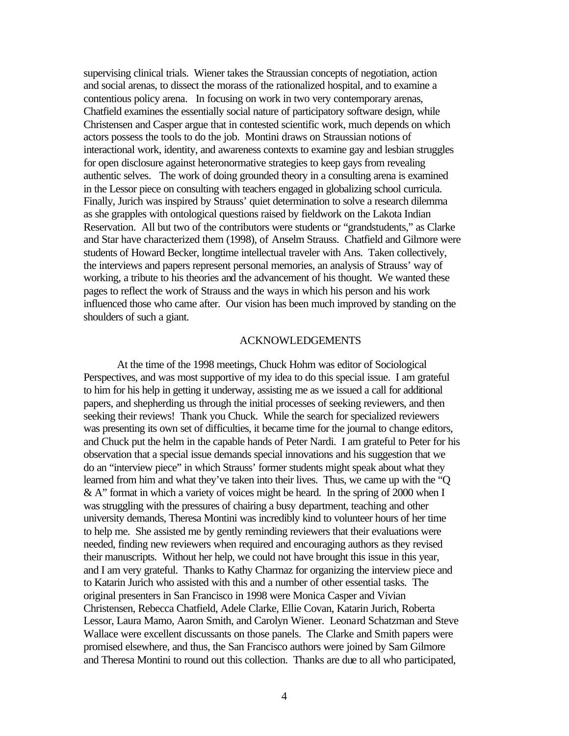supervising clinical trials. Wiener takes the Straussian concepts of negotiation, action and social arenas, to dissect the morass of the rationalized hospital, and to examine a contentious policy arena. In focusing on work in two very contemporary arenas, Chatfield examines the essentially social nature of participatory software design, while Christensen and Casper argue that in contested scientific work, much depends on which actors possess the tools to do the job. Montini draws on Straussian notions of interactional work, identity, and awareness contexts to examine gay and lesbian struggles for open disclosure against heteronormative strategies to keep gays from revealing authentic selves. The work of doing grounded theory in a consulting arena is examined in the Lessor piece on consulting with teachers engaged in globalizing school curricula. Finally, Jurich was inspired by Strauss' quiet determination to solve a research dilemma as she grapples with ontological questions raised by fieldwork on the Lakota Indian Reservation. All but two of the contributors were students or "grandstudents," as Clarke and Star have characterized them (1998), of Anselm Strauss. Chatfield and Gilmore were students of Howard Becker, longtime intellectual traveler with Ans. Taken collectively, the interviews and papers represent personal memories, an analysis of Strauss' way of working, a tribute to his theories and the advancement of his thought. We wanted these pages to reflect the work of Strauss and the ways in which his person and his work influenced those who came after. Our vision has been much improved by standing on the shoulders of such a giant.

## ACKNOWLEDGEMENTS

At the time of the 1998 meetings, Chuck Hohm was editor of Sociological Perspectives, and was most supportive of my idea to do this special issue. I am grateful to him for his help in getting it underway, assisting me as we issued a call for additional papers, and shepherding us through the initial processes of seeking reviewers, and then seeking their reviews! Thank you Chuck. While the search for specialized reviewers was presenting its own set of difficulties, it became time for the journal to change editors, and Chuck put the helm in the capable hands of Peter Nardi. I am grateful to Peter for his observation that a special issue demands special innovations and his suggestion that we do an "interview piece" in which Strauss' former students might speak about what they learned from him and what they've taken into their lives. Thus, we came up with the "Q & A" format in which a variety of voices might be heard. In the spring of 2000 when I was struggling with the pressures of chairing a busy department, teaching and other university demands, Theresa Montini was incredibly kind to volunteer hours of her time to help me. She assisted me by gently reminding reviewers that their evaluations were needed, finding new reviewers when required and encouraging authors as they revised their manuscripts. Without her help, we could not have brought this issue in this year, and I am very grateful. Thanks to Kathy Charmaz for organizing the interview piece and to Katarin Jurich who assisted with this and a number of other essential tasks. The original presenters in San Francisco in 1998 were Monica Casper and Vivian Christensen, Rebecca Chatfield, Adele Clarke, Ellie Covan, Katarin Jurich, Roberta Lessor, Laura Mamo, Aaron Smith, and Carolyn Wiener. Leonard Schatzman and Steve Wallace were excellent discussants on those panels. The Clarke and Smith papers were promised elsewhere, and thus, the San Francisco authors were joined by Sam Gilmore and Theresa Montini to round out this collection. Thanks are due to all who participated,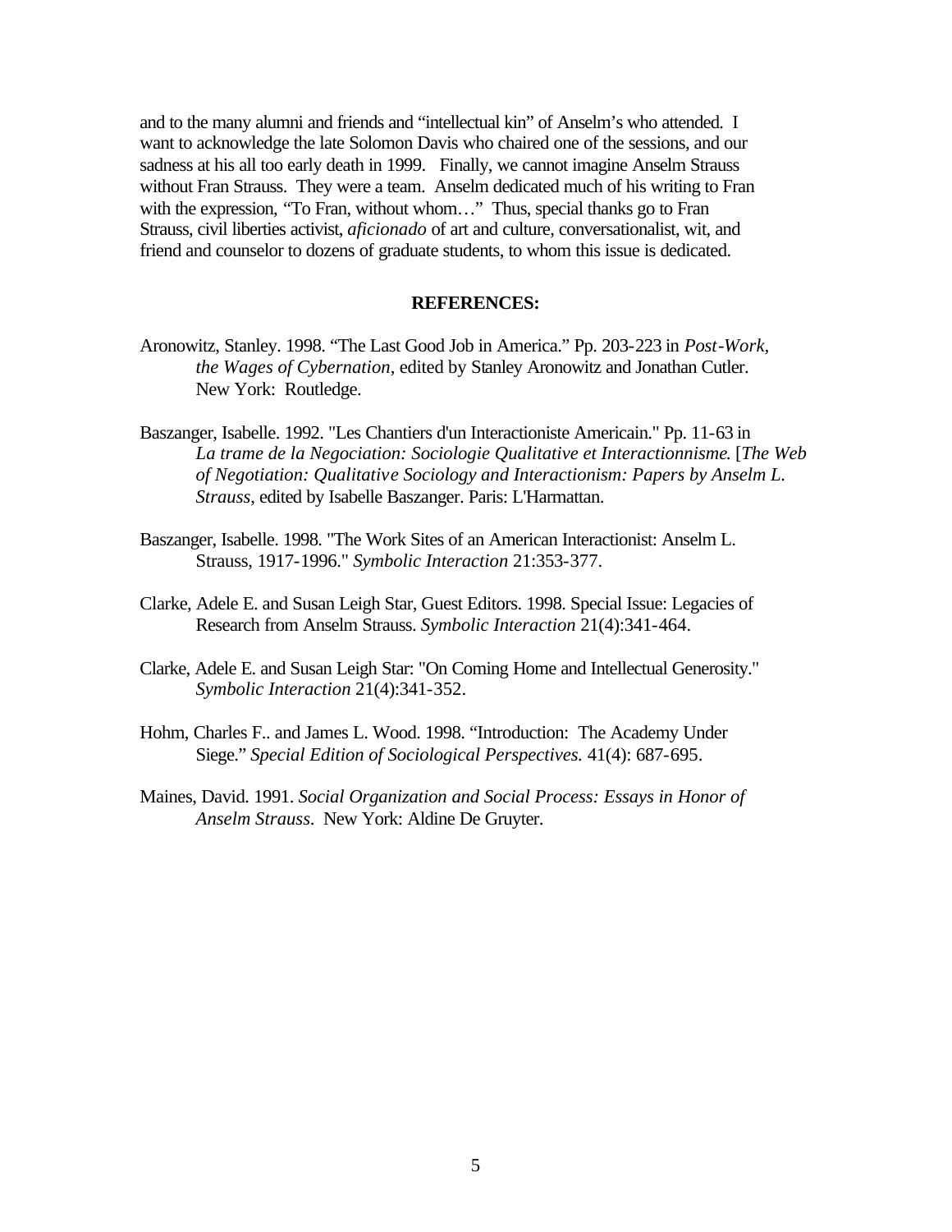and to the many alumni and friends and "intellectual kin" of Anselm's who attended. I want to acknowledge the late Solomon Davis who chaired one of the sessions, and our sadness at his all too early death in 1999. Finally, we cannot imagine Anselm Strauss without Fran Strauss. They were a team. Anselm dedicated much of his writing to Fran with the expression, "To Fran, without whom…" Thus, special thanks go to Fran Strauss, civil liberties activist, *aficionado* of art and culture, conversationalist, wit, and friend and counselor to dozens of graduate students, to whom this issue is dedicated.

## REFERENCES:

Aronowitz, Stanley. 1998. "The Last Good Job in America." Pp. 203-223 in *Post-Work, the Wages of Cybernation*, edited by Stanley Aronowitz and Jonathan Cutler. New York: Routledge.

Baszanger, Isabelle. 1992. "Les Chantiers d'un Interactioniste Americain." Pp. 11-63 in *La trame de la Negociation: Sociologie Qualitative et Interactionnisme*. [*The Web of Negotiation: Qualitative Sociology and Interactionism: Papers by Anselm L. Strauss*, edited by Isabelle Baszanger. Paris: L'Harmattan.

Baszanger, Isabelle. 1998. "The Work Sites of an American Interactionist: Anselm L. Strauss, 1917-1996." *Symbolic Interaction* 21:353-377.

Clarke, Adele E. and Susan Leigh Star, Guest Editors. 1998. Special Issue: Legacies of Research from Anselm Strauss. *Symbolic Interaction* 21(4):341-464.

Clarke, Adele E. and Susan Leigh Star: "On Coming Home and Intellectual Generosity." *Symbolic Interaction* 21(4):341-352.

Hohm, Charles F.. and James L. Wood. 1998. "Introduction: The Academy Under Siege." *Special Edition of Sociological Perspectives.* 41(4): 687-695.

Maines, David. 1991. *Social Organization and Social Process: Essays in Honor of Anselm Strauss*. New York: Aldine De Gruyter.